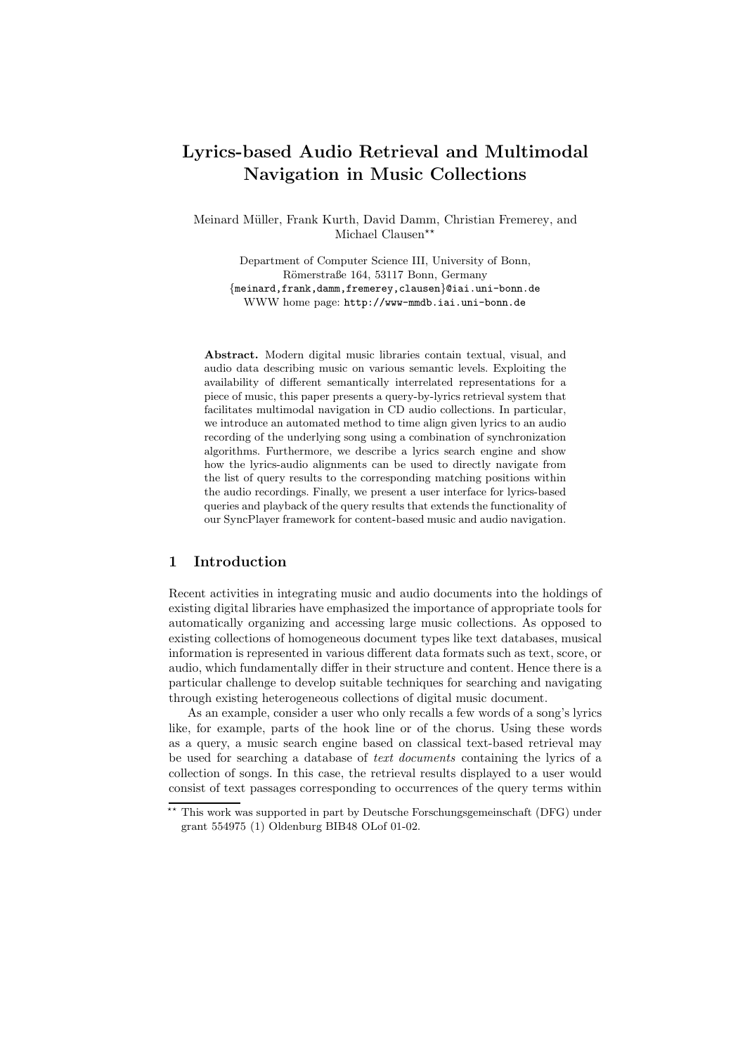# Lyrics-based Audio Retrieval and Multimodal Navigation in Music Collections

Meinard Müller, Frank Kurth, David Damm, Christian Fremerey, and Michael Clausen**

Department of Computer Science III, University of Bonn,
Römerstraße 164, 53117 Bonn, Germany
{meinard,frank,damm,fremerey,clausen}@iai.uni-bonn.de
WWW home page: http://www-mmdb.iai.uni-bonn.de

**Abstract.** Modern digital music libraries contain textual, visual, and audio data describing music on various semantic levels. Exploiting the availability of different semantically interrelated representations for a piece of music, this paper presents a query-by-lyrics retrieval system that facilitates multimodal navigation in CD audio collections. In particular, we introduce an automated method to time align given lyrics to an audio recording of the underlying song using a combination of synchronization algorithms. Furthermore, we describe a lyrics search engine and show how the lyrics-audio alignments can be used to directly navigate from the list of query results to the corresponding matching positions within the audio recordings. Finally, we present a user interface for lyrics-based queries and playback of the query results that extends the functionality of our SyncPlayer framework for content-based music and audio navigation.

## 1 Introduction

Recent activities in integrating music and audio documents into the holdings of existing digital libraries have emphasized the importance of appropriate tools for automatically organizing and accessing large music collections. As opposed to existing collections of homogeneous document types like text databases, musical information is represented in various different data formats such as text, score, or audio, which fundamentally differ in their structure and content. Hence there is a particular challenge to develop suitable techniques for searching and navigating through existing heterogeneous collections of digital music document.

As an example, consider a user who only recalls a few words of a song's lyrics like, for example, parts of the hook line or of the chorus. Using these words as a query, a music search engine based on classical text-based retrieval may be used for searching a database of *text documents* containing the lyrics of a collection of songs. In this case, the retrieval results displayed to a user would consist of text passages corresponding to occurrences of the query terms within

** This work was supported in part by Deutsche Forschungsgemeinschaft (DFG) under grant 554975 (1) Oldenburg BIB48 OLof 01-02.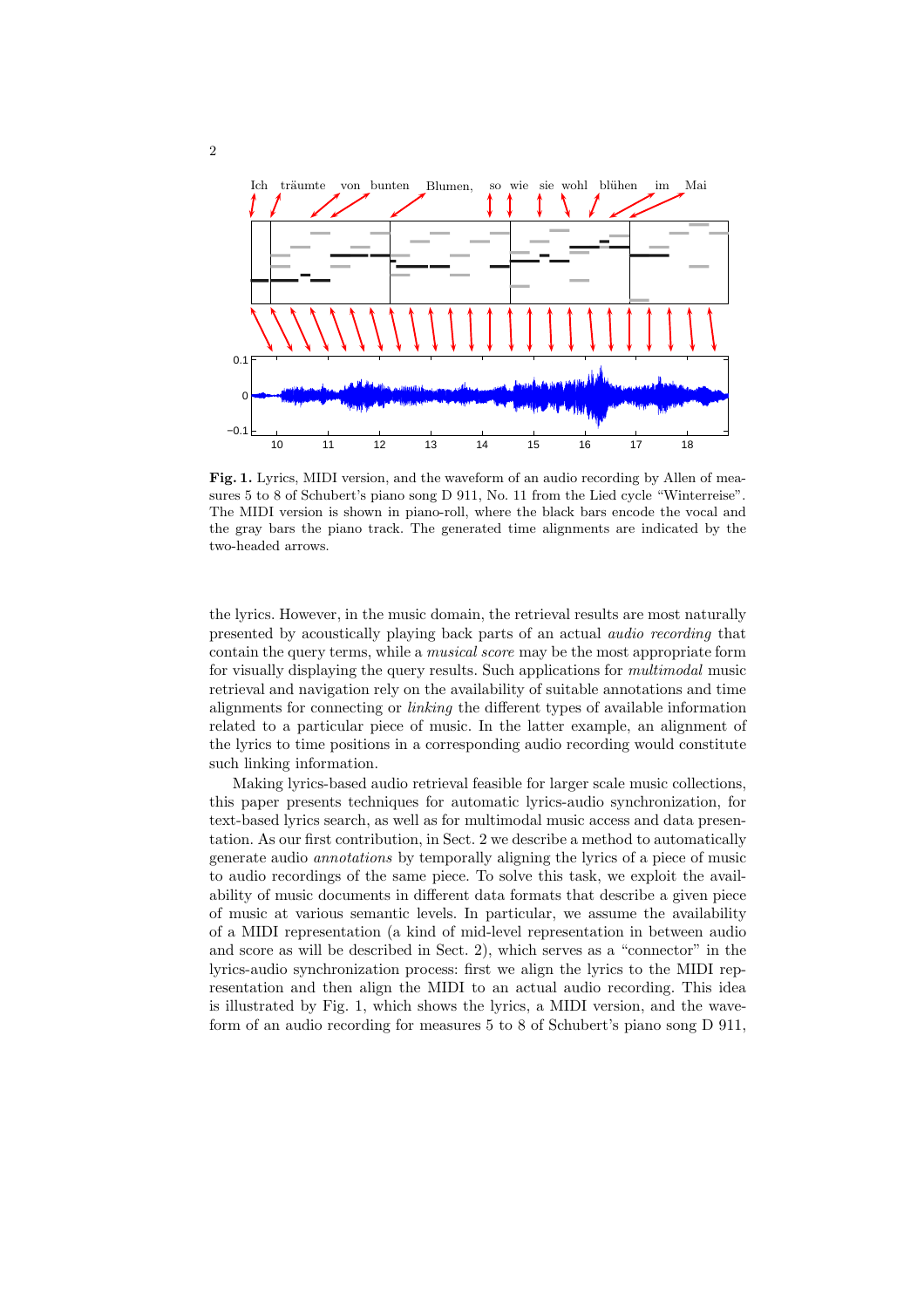**Fig. 1.** Lyrics, MIDI version, and the waveform of an audio recording by Allen of measures 5 to 8 of Schubert's piano song D 911, No. 11 from the Lied cycle "Winterreise". The MIDI version is shown in piano-roll, where the black bars encode the vocal and the gray bars the piano track. The generated time alignments are indicated by the two-headed arrows.

the lyrics. However, in the music domain, the retrieval results are most naturally presented by acoustically playing back parts of an actual *audio recording* that contain the query terms, while a *musical score* may be the most appropriate form for visually displaying the query results. Such applications for *multimodal* music retrieval and navigation rely on the availability of suitable annotations and time alignments for connecting or *linking* the different types of available information related to a particular piece of music. In the latter example, an alignment of the lyrics to time positions in a corresponding audio recording would constitute such linking information.

Making lyrics-based audio retrieval feasible for larger scale music collections, this paper presents techniques for automatic lyrics-audio synchronization, for text-based lyrics search, as well as for multimodal music access and data presentation. As our first contribution, in Sect. 2 we describe a method to automatically generate audio *annotations* by temporally aligning the lyrics of a piece of music to audio recordings of the same piece. To solve this task, we exploit the availability of music documents in different data formats that describe a given piece of music at various semantic levels. In particular, we assume the availability of a MIDI representation (a kind of mid-level representation in between audio and score as will be described in Sect. 2), which serves as a "connector" in the lyrics-audio synchronization process: first we align the lyrics to the MIDI representation and then align the MIDI to an actual audio recording. This idea is illustrated by Fig. 1, which shows the lyrics, a MIDI version, and the waveform of an audio recording for measures 5 to 8 of Schubert's piano song D 911,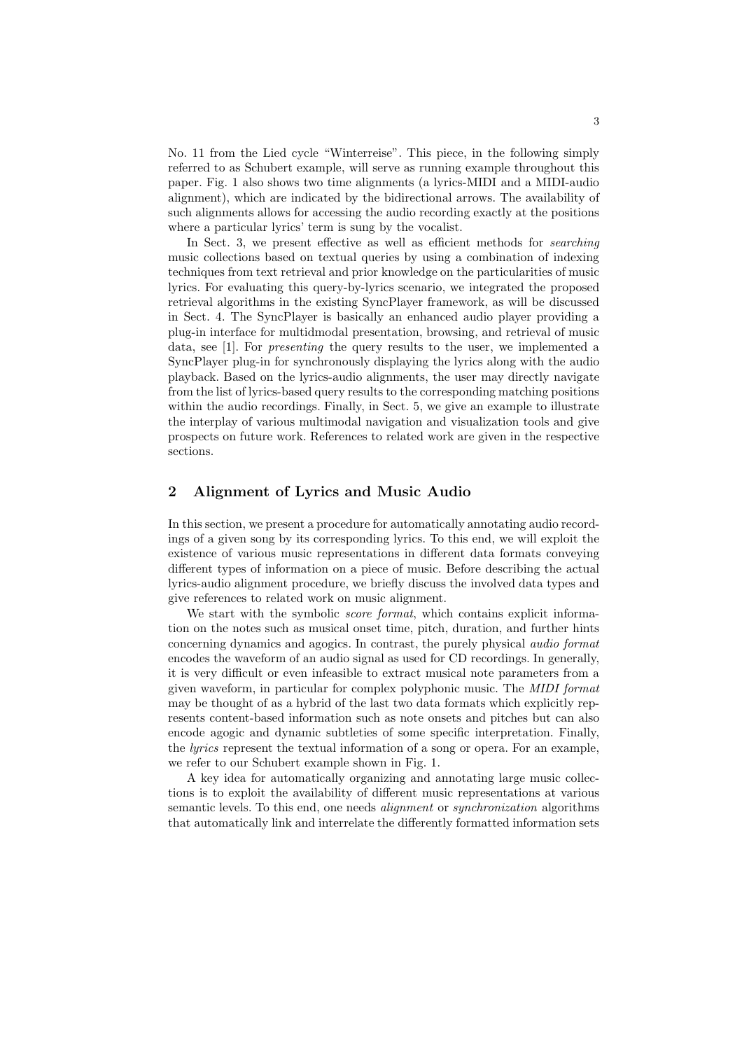No. 11 from the Lied cycle "Winterreise". This piece, in the following simply referred to as Schubert example, will serve as running example throughout this paper. Fig. 1 also shows two time alignments (a lyrics-MIDI and a MIDI-audio alignment), which are indicated by the bidirectional arrows. The availability of such alignments allows for accessing the audio recording exactly at the positions where a particular lyrics' term is sung by the vocalist.

In Sect. 3, we present effective as well as efficient methods for *searching* music collections based on textual queries by using a combination of indexing techniques from text retrieval and prior knowledge on the particularities of music lyrics. For evaluating this query-by-lyrics scenario, we integrated the proposed retrieval algorithms in the existing SyncPlayer framework, as will be discussed in Sect. 4. The SyncPlayer is basically an enhanced audio player providing a plug-in interface for multidmodal presentation, browsing, and retrieval of music data, see [1]. For *presenting* the query results to the user, we implemented a SyncPlayer plug-in for synchronously displaying the lyrics along with the audio playback. Based on the lyrics-audio alignments, the user may directly navigate from the list of lyrics-based query results to the corresponding matching positions within the audio recordings. Finally, in Sect. 5, we give an example to illustrate the interplay of various multimodal navigation and visualization tools and give prospects on future work. References to related work are given in the respective sections.

## 2 Alignment of Lyrics and Music Audio

In this section, we present a procedure for automatically annotating audio recordings of a given song by its corresponding lyrics. To this end, we will exploit the existence of various music representations in different data formats conveying different types of information on a piece of music. Before describing the actual lyrics-audio alignment procedure, we briefly discuss the involved data types and give references to related work on music alignment.

We start with the symbolic *score format*, which contains explicit information on the notes such as musical onset time, pitch, duration, and further hints concerning dynamics and agogics. In contrast, the purely physical *audio format* encodes the waveform of an audio signal as used for CD recordings. In generally, it is very difficult or even infeasible to extract musical note parameters from a given waveform, in particular for complex polyphonic music. The *MIDI format* may be thought of as a hybrid of the last two data formats which explicitly represents content-based information such as note onsets and pitches but can also encode agogic and dynamic subtleties of some specific interpretation. Finally, the *lyrics* represent the textual information of a song or opera. For an example, we refer to our Schubert example shown in Fig. 1.

A key idea for automatically organizing and annotating large music collections is to exploit the availability of different music representations at various semantic levels. To this end, one needs *alignment* or *synchronization* algorithms that automatically link and interrelate the differently formatted information sets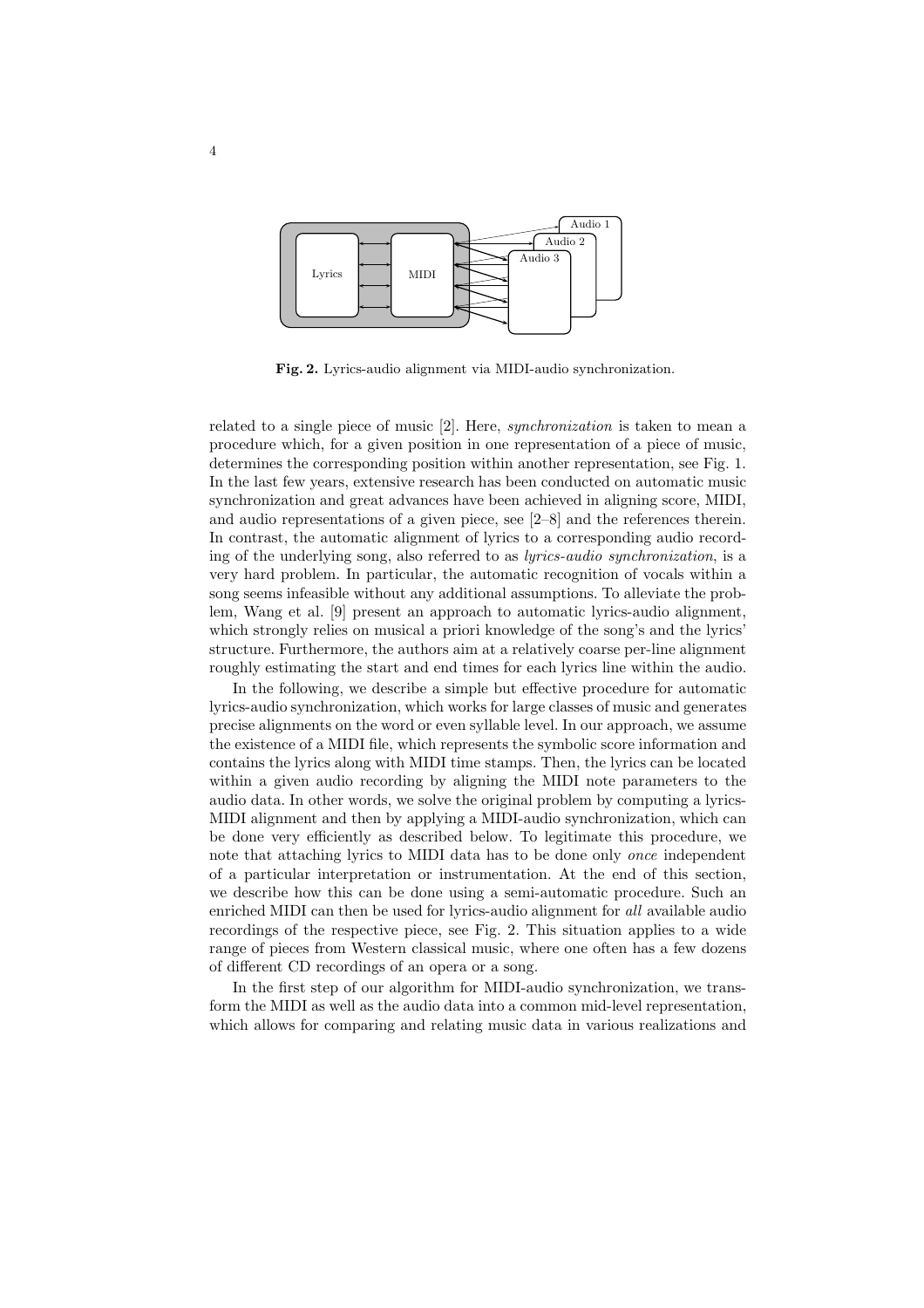Lyrics

MIDI

Audio 1

Audio 2

Audio 3

**Fig. 2.** Lyrics-audio alignment via MIDI-audio synchronization.

related to a single piece of music [2]. Here, *synchronization* is taken to mean a procedure which, for a given position in one representation of a piece of music, determines the corresponding position within another representation, see Fig. 1. In the last few years, extensive research has been conducted on automatic music synchronization and great advances have been achieved in aligning score, MIDI, and audio representations of a given piece, see [2–8] and the references therein. In contrast, the automatic alignment of lyrics to a corresponding audio recording of the underlying song, also referred to as *lyrics-audio synchronization*, is a very hard problem. In particular, the automatic recognition of vocals within a song seems infeasible without any additional assumptions. To alleviate the problem, Wang et al. [9] present an approach to automatic lyrics-audio alignment, which strongly relies on musical a priori knowledge of the song's and the lyrics' structure. Furthermore, the authors aim at a relatively coarse per-line alignment roughly estimating the start and end times for each lyrics line within the audio.

In the following, we describe a simple but effective procedure for automatic lyrics-audio synchronization, which works for large classes of music and generates precise alignments on the word or even syllable level. In our approach, we assume the existence of a MIDI file, which represents the symbolic score information and contains the lyrics along with MIDI time stamps. Then, the lyrics can be located within a given audio recording by aligning the MIDI note parameters to the audio data. In other words, we solve the original problem by computing a lyrics-MIDI alignment and then by applying a MIDI-audio synchronization, which can be done very efficiently as described below. To legitimate this procedure, we note that attaching lyrics to MIDI data has to be done only *once* independent of a particular interpretation or instrumentation. At the end of this section, we describe how this can be done using a semi-automatic procedure. Such an enriched MIDI can then be used for lyrics-audio alignment for *all* available audio recordings of the respective piece, see Fig. 2. This situation applies to a wide range of pieces from Western classical music, where one often has a few dozens of different CD recordings of an opera or a song.

In the first step of our algorithm for MIDI-audio synchronization, we transform the MIDI as well as the audio data into a common mid-level representation, which allows for comparing and relating music data in various realizations and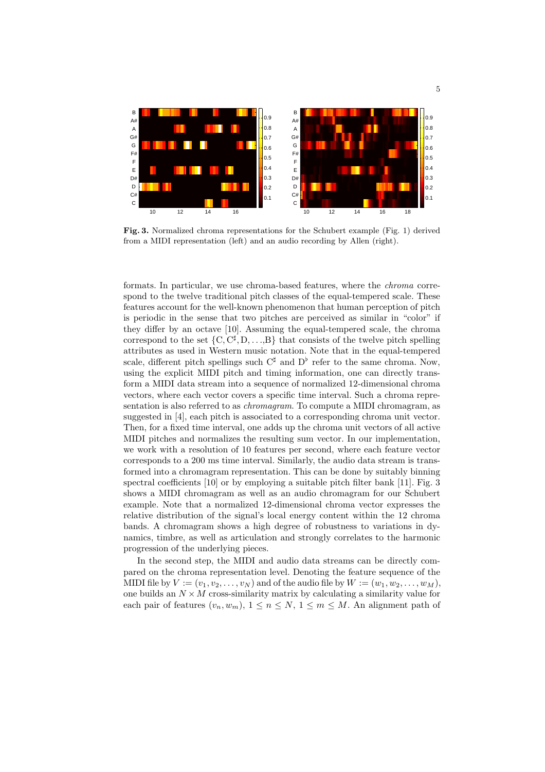**Fig. 3.** Normalized chroma representations for the Schubert example (Fig. 1) derived from a MIDI representation (left) and an audio recording by Allen (right).

formats. In particular, we use chroma-based features, where the *chroma* correspond to the twelve traditional pitch classes of the equal-tempered scale. These features account for the well-known phenomenon that human perception of pitch is periodic in the sense that two pitches are perceived as similar in "color" if they differ by an octave [10]. Assuming the equal-tempered scale, the chroma correspond to the set $\{\mathrm{C}, \mathrm{C}^\sharp, \mathrm{D}, \ldots, \mathrm{B}\}$ that consists of the twelve pitch spelling attributes as used in Western music notation. Note that in the equal-tempered scale, different pitch spellings such $\mathrm{C}^\sharp$ and $\mathrm{D}^\flat$ refer to the same chroma. Now, using the explicit MIDI pitch and timing information, one can directly transform a MIDI data stream into a sequence of normalized 12-dimensional chroma vectors, where each vector covers a specific time interval. Such a chroma representation is also referred to as *chromagram*. To compute a MIDI chromagram, as suggested in [4], each pitch is associated to a corresponding chroma unit vector. Then, for a fixed time interval, one adds up the chroma unit vectors of all active MIDI pitches and normalizes the resulting sum vector. In our implementation, we work with a resolution of 10 features per second, where each feature vector corresponds to a 200 ms time interval. Similarly, the audio data stream is transformed into a chromagram representation. This can be done by suitably binning spectral coefficients [10] or by employing a suitable pitch filter bank [11]. Fig. 3 shows a MIDI chromagram as well as an audio chromagram for our Schubert example. Note that a normalized 12-dimensional chroma vector expresses the relative distribution of the signal's local energy content within the 12 chroma bands. A chromagram shows a high degree of robustness to variations in dynamics, timbre, as well as articulation and strongly correlates to the harmonic progression of the underlying pieces.

In the second step, the MIDI and audio data streams can be directly compared on the chroma representation level. Denoting the feature sequence of the MIDI file by $V := (v_1, v_2, \ldots, v_N)$ and of the audio file by $W := (w_1, w_2, \ldots, w_M)$, one builds an $N \times M$ cross-similarity matrix by calculating a similarity value for each pair of features $(v_n, w_m)$, $1 \leq n \leq N$, $1 \leq m \leq M$. An alignment path of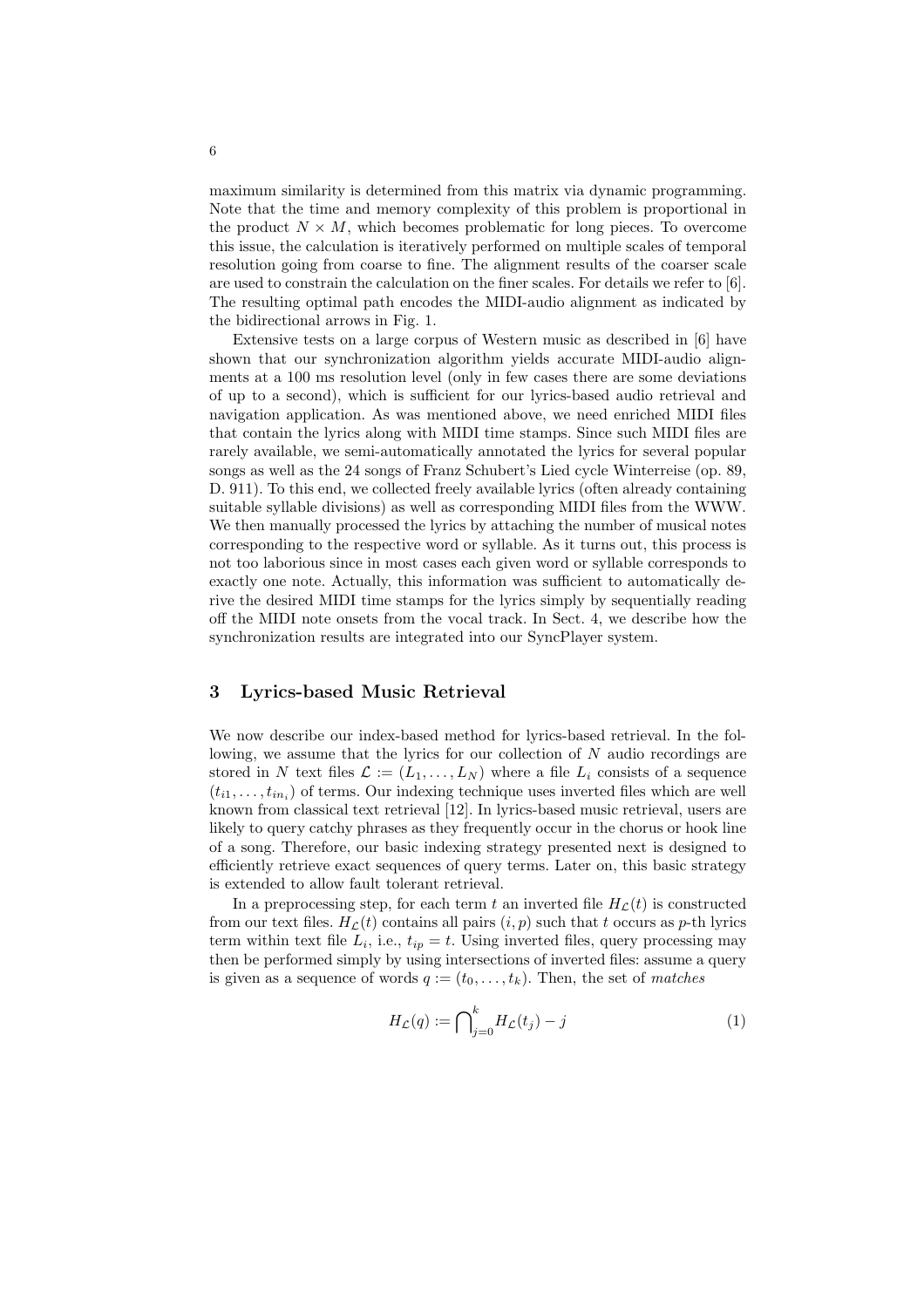maximum similarity is determined from this matrix via dynamic programming. Note that the time and memory complexity of this problem is proportional in the product $N \times M$, which becomes problematic for long pieces. To overcome this issue, the calculation is iteratively performed on multiple scales of temporal resolution going from coarse to fine. The alignment results of the coarser scale are used to constrain the calculation on the finer scales. For details we refer to [6]. The resulting optimal path encodes the MIDI-audio alignment as indicated by the bidirectional arrows in Fig. 1.

Extensive tests on a large corpus of Western music as described in [6] have shown that our synchronization algorithm yields accurate MIDI-audio alignments at a 100 ms resolution level (only in few cases there are some deviations of up to a second), which is sufficient for our lyrics-based audio retrieval and navigation application. As was mentioned above, we need enriched MIDI files that contain the lyrics along with MIDI time stamps. Since such MIDI files are rarely available, we semi-automatically annotated the lyrics for several popular songs as well as the 24 songs of Franz Schubert's Lied cycle Winterreise (op. 89, D. 911). To this end, we collected freely available lyrics (often already containing suitable syllable divisions) as well as corresponding MIDI files from the WWW. We then manually processed the lyrics by attaching the number of musical notes corresponding to the respective word or syllable. As it turns out, this process is not too laborious since in most cases each given word or syllable corresponds to exactly one note. Actually, this information was sufficient to automatically derive the desired MIDI time stamps for the lyrics simply by sequentially reading off the MIDI note onsets from the vocal track. In Sect. 4, we describe how the synchronization results are integrated into our SyncPlayer system.

## 3 Lyrics-based Music Retrieval

We now describe our index-based method for lyrics-based retrieval. In the following, we assume that the lyrics for our collection of $N$ audio recordings are stored in $N$ text files $\mathcal{L} := (L_1, \ldots, L_N)$ where a file $L_i$ consists of a sequence $(t_{i1}, \ldots, t_{in_i})$ of terms. Our indexing technique uses inverted files which are well known from classical text retrieval [12]. In lyrics-based music retrieval, users are likely to query catchy phrases as they frequently occur in the chorus or hook line of a song. Therefore, our basic indexing strategy presented next is designed to efficiently retrieve exact sequences of query terms. Later on, this basic strategy is extended to allow fault tolerant retrieval.

In a preprocessing step, for each term $t$ an inverted file $H_{\mathcal{L}}(t)$ is constructed from our text files. $H_{\mathcal{L}}(t)$ contains all pairs $(i, p)$ such that $t$ occurs as $p$-th lyrics term within text file $L_i$, i.e., $t_{ip} = t$. Using inverted files, query processing may then be performed simply by using intersections of inverted files: assume a query is given as a sequence of words $q := (t_0, \ldots, t_k)$. Then, the set of *matches*

$$H_{\mathcal{L}}(q) := \bigcap_{j=0}^{k} H_{\mathcal{L}}(t_j) - j \tag{1}$$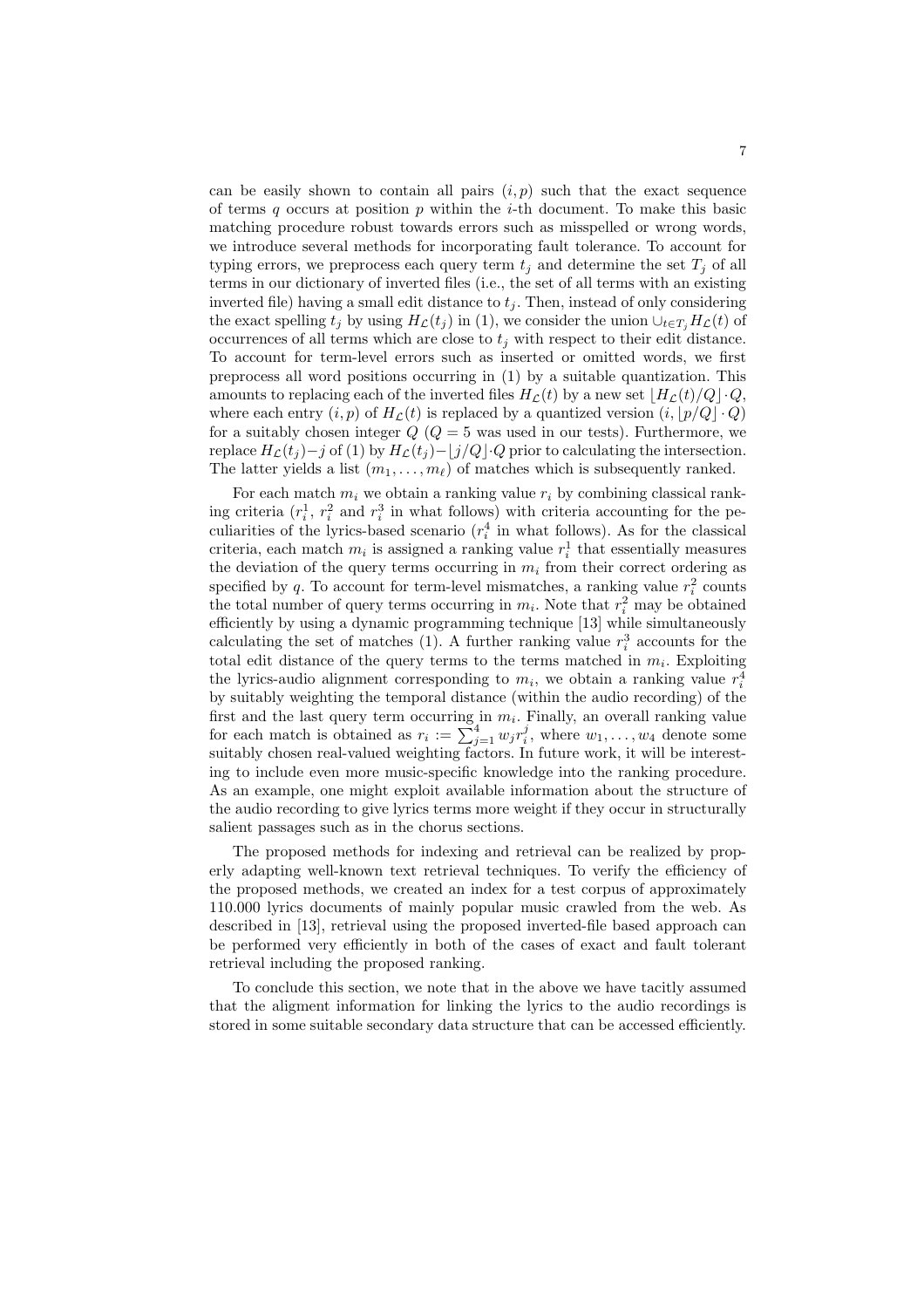can be easily shown to contain all pairs $(i, p)$ such that the exact sequence of terms $q$ occurs at position $p$ within the $i$-th document. To make this basic matching procedure robust towards errors such as misspelled or wrong words, we introduce several methods for incorporating fault tolerance. To account for typing errors, we preprocess each query term $t_j$ and determine the set $T_j$ of all terms in our dictionary of inverted files (i.e., the set of all terms with an existing inverted file) having a small edit distance to $t_j$. Then, instead of only considering the exact spelling $t_j$ by using $H_{\mathcal{L}}(t_j)$ in (1), we consider the union $\cup_{t \in T_j} H_{\mathcal{L}}(t)$ of occurrences of all terms which are close to $t_j$ with respect to their edit distance. To account for term-level errors such as inserted or omitted words, we first preprocess all word positions occurring in (1) by a suitable quantization. This amounts to replacing each of the inverted files $H_{\mathcal{L}}(t)$ by a new set $\lfloor H_{\mathcal{L}}(t)/Q \rfloor \cdot Q$, where each entry $(i, p)$ of $H_{\mathcal{L}}(t)$ is replaced by a quantized version $(i, \lfloor p/Q \rfloor \cdot Q)$ for a suitably chosen integer $Q$ ($Q = 5$ was used in our tests). Furthermore, we replace $H_{\mathcal{L}}(t_j) - j$ of (1) by $H_{\mathcal{L}}(t_j) - \lfloor j/Q \rfloor \cdot Q$ prior to calculating the intersection. The latter yields a list $(m_1, \ldots, m_\ell)$ of matches which is subsequently ranked.

For each match $m_i$ we obtain a ranking value $r_i$ by combining classical ranking criteria ($r_i^1$, $r_i^2$ and $r_i^3$ in what follows) with criteria accounting for the peculiarities of the lyrics-based scenario ($r_i^4$ in what follows). As for the classical criteria, each match $m_i$ is assigned a ranking value $r_i^1$ that essentially measures the deviation of the query terms occurring in $m_i$ from their correct ordering as specified by $q$. To account for term-level mismatches, a ranking value $r_i^2$ counts the total number of query terms occurring in $m_i$. Note that $r_i^2$ may be obtained efficiently by using a dynamic programming technique [13] while simultaneously calculating the set of matches (1). A further ranking value $r_i^3$ accounts for the total edit distance of the query terms to the terms matched in $m_i$. Exploiting the lyrics-audio alignment corresponding to $m_i$, we obtain a ranking value $r_i^4$ by suitably weighting the temporal distance (within the audio recording) of the first and the last query term occurring in $m_i$. Finally, an overall ranking value for each match is obtained as $r_i := \sum_{j=1}^{4} w_j r_i^j$, where $w_1, \ldots, w_4$ denote some suitably chosen real-valued weighting factors. In future work, it will be interesting to include even more music-specific knowledge into the ranking procedure. As an example, one might exploit available information about the structure of the audio recording to give lyrics terms more weight if they occur in structurally salient passages such as in the chorus sections.

The proposed methods for indexing and retrieval can be realized by properly adapting well-known text retrieval techniques. To verify the efficiency of the proposed methods, we created an index for a test corpus of approximately 110.000 lyrics documents of mainly popular music crawled from the web. As described in [13], retrieval using the proposed inverted-file based approach can be performed very efficiently in both of the cases of exact and fault tolerant retrieval including the proposed ranking.

To conclude this section, we note that in the above we have tacitly assumed that the aligment information for linking the lyrics to the audio recordings is stored in some suitable secondary data structure that can be accessed efficiently.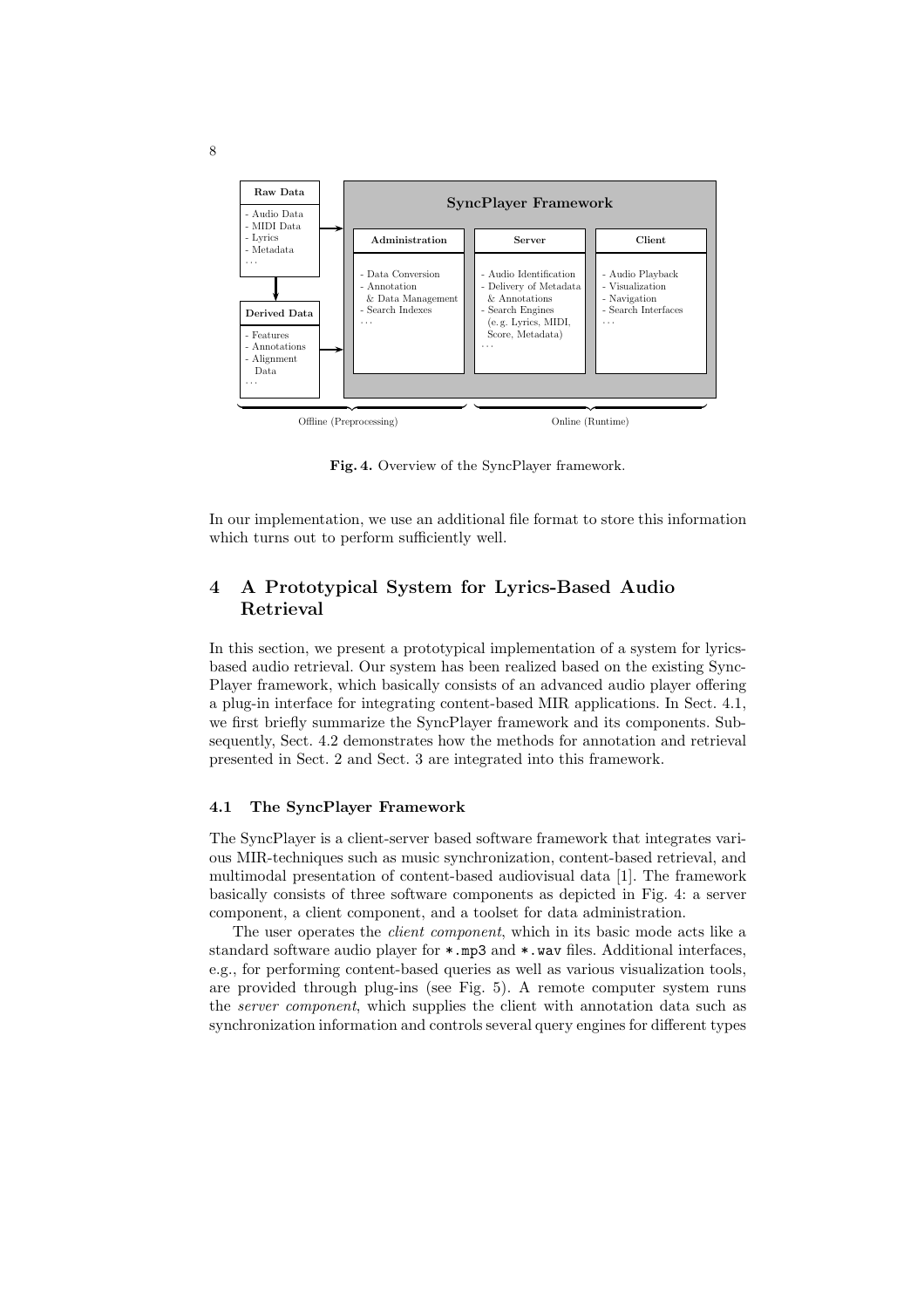**Fig. 4.** Overview of the SyncPlayer framework.

In our implementation, we use an additional file format to store this information which turns out to perform sufficiently well.

## 4 A Prototypical System for Lyrics-Based Audio Retrieval

In this section, we present a prototypical implementation of a system for lyrics-based audio retrieval. Our system has been realized based on the existing Sync-Player framework, which basically consists of an advanced audio player offering a plug-in interface for integrating content-based MIR applications. In Sect. 4.1, we first briefly summarize the SyncPlayer framework and its components. Subsequently, Sect. 4.2 demonstrates how the methods for annotation and retrieval presented in Sect. 2 and Sect. 3 are integrated into this framework.

### 4.1 The SyncPlayer Framework

The SyncPlayer is a client-server based software framework that integrates various MIR-techniques such as music synchronization, content-based retrieval, and multimodal presentation of content-based audiovisual data [1]. The framework basically consists of three software components as depicted in Fig. 4: a server component, a client component, and a toolset for data administration.

The user operates the *client component*, which in its basic mode acts like a standard software audio player for *.mp3 and *.wav files. Additional interfaces, e.g., for performing content-based queries as well as various visualization tools, are provided through plug-ins (see Fig. 5). A remote computer system runs the *server component*, which supplies the client with annotation data such as synchronization information and controls several query engines for different types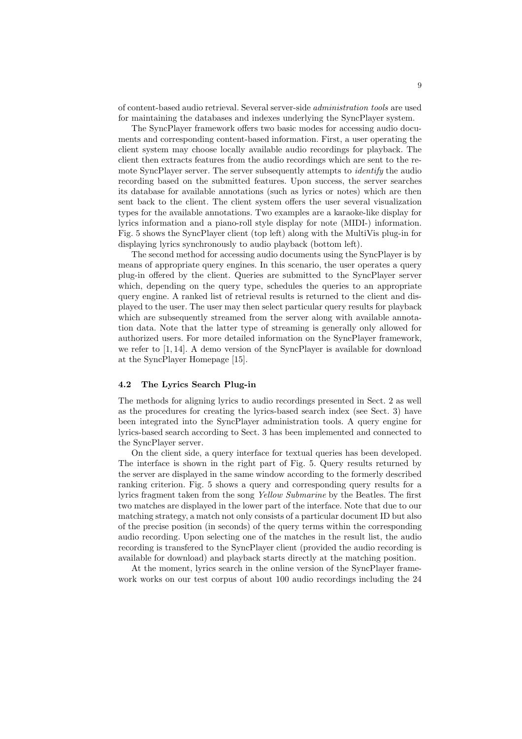of content-based audio retrieval. Several server-side *administration tools* are used for maintaining the databases and indexes underlying the SyncPlayer system.

The SyncPlayer framework offers two basic modes for accessing audio documents and corresponding content-based information. First, a user operating the client system may choose locally available audio recordings for playback. The client then extracts features from the audio recordings which are sent to the remote SyncPlayer server. The server subsequently attempts to *identify* the audio recording based on the submitted features. Upon success, the server searches its database for available annotations (such as lyrics or notes) which are then sent back to the client. The client system offers the user several visualization types for the available annotations. Two examples are a karaoke-like display for lyrics information and a piano-roll style display for note (MIDI-) information. Fig. 5 shows the SyncPlayer client (top left) along with the MultiVis plug-in for displaying lyrics synchronously to audio playback (bottom left).

The second method for accessing audio documents using the SyncPlayer is by means of appropriate query engines. In this scenario, the user operates a query plug-in offered by the client. Queries are submitted to the SyncPlayer server which, depending on the query type, schedules the queries to an appropriate query engine. A ranked list of retrieval results is returned to the client and displayed to the user. The user may then select particular query results for playback which are subsequently streamed from the server along with available annotation data. Note that the latter type of streaming is generally only allowed for authorized users. For more detailed information on the SyncPlayer framework, we refer to [1, 14]. A demo version of the SyncPlayer is available for download at the SyncPlayer Homepage [15].

### 4.2 The Lyrics Search Plug-in

The methods for aligning lyrics to audio recordings presented in Sect. 2 as well as the procedures for creating the lyrics-based search index (see Sect. 3) have been integrated into the SyncPlayer administration tools. A query engine for lyrics-based search according to Sect. 3 has been implemented and connected to the SyncPlayer server.

On the client side, a query interface for textual queries has been developed. The interface is shown in the right part of Fig. 5. Query results returned by the server are displayed in the same window according to the formerly described ranking criterion. Fig. 5 shows a query and corresponding query results for a lyrics fragment taken from the song *Yellow Submarine* by the Beatles. The first two matches are displayed in the lower part of the interface. Note that due to our matching strategy, a match not only consists of a particular document ID but also of the precise position (in seconds) of the query terms within the corresponding audio recording. Upon selecting one of the matches in the result list, the audio recording is transfered to the SyncPlayer client (provided the audio recording is available for download) and playback starts directly at the matching position.

At the moment, lyrics search in the online version of the SyncPlayer framework works on our test corpus of about 100 audio recordings including the 24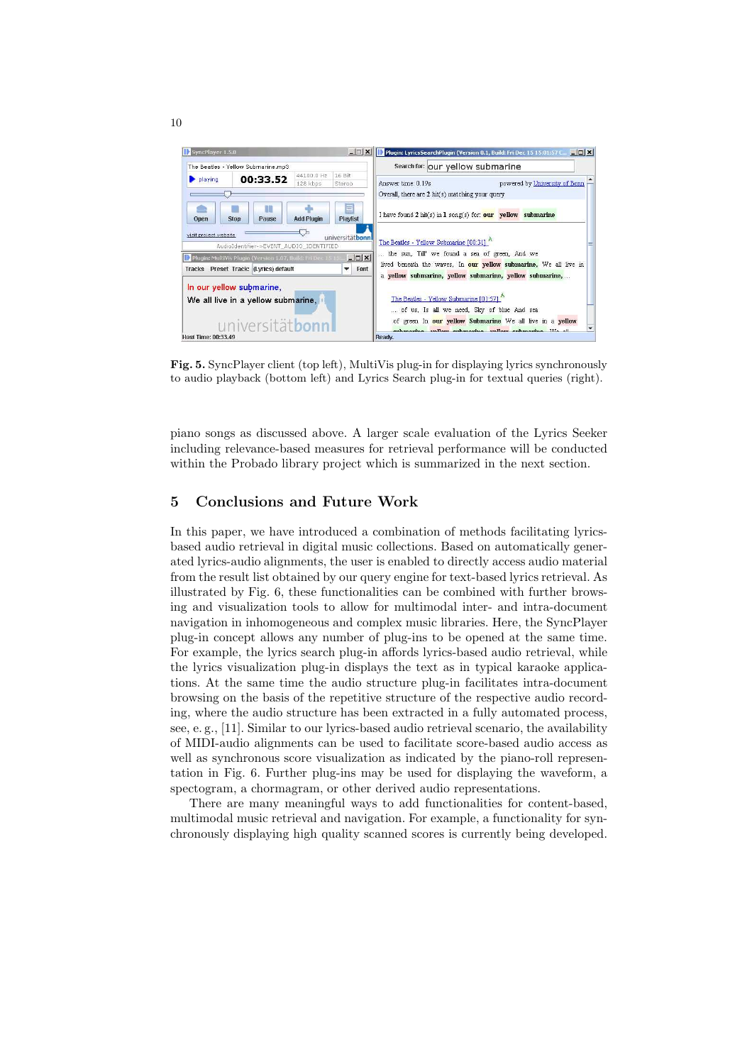**Fig. 5.** SyncPlayer client (top left), MultiVis plug-in for displaying lyrics synchronously to audio playback (bottom left) and Lyrics Search plug-in for textual queries (right).

piano songs as discussed above. A larger scale evaluation of the Lyrics Seeker including relevance-based measures for retrieval performance will be conducted within the Probado library project which is summarized in the next section.

## 5 Conclusions and Future Work

In this paper, we have introduced a combination of methods facilitating lyrics-based audio retrieval in digital music collections. Based on automatically generated lyrics-audio alignments, the user is enabled to directly access audio material from the result list obtained by our query engine for text-based lyrics retrieval. As illustrated by Fig. 6, these functionalities can be combined with further browsing and visualization tools to allow for multimodal inter- and intra-document navigation in inhomogeneous and complex music libraries. Here, the SyncPlayer plug-in concept allows any number of plug-ins to be opened at the same time. For example, the lyrics search plug-in affords lyrics-based audio retrieval, while the lyrics visualization plug-in displays the text as in typical karaoke applications. At the same time the audio structure plug-in facilitates intra-document browsing on the basis of the repetitive structure of the respective audio recording, where the audio structure has been extracted in a fully automated process, see, e. g., [11]. Similar to our lyrics-based audio retrieval scenario, the availability of MIDI-audio alignments can be used to facilitate score-based audio access as well as synchronous score visualization as indicated by the piano-roll representation in Fig. 6. Further plug-ins may be used for displaying the waveform, a spectogram, a chormagram, or other derived audio representations.

There are many meaningful ways to add functionalities for content-based, multimodal music retrieval and navigation. For example, a functionality for synchronously displaying high quality scanned scores is currently being developed.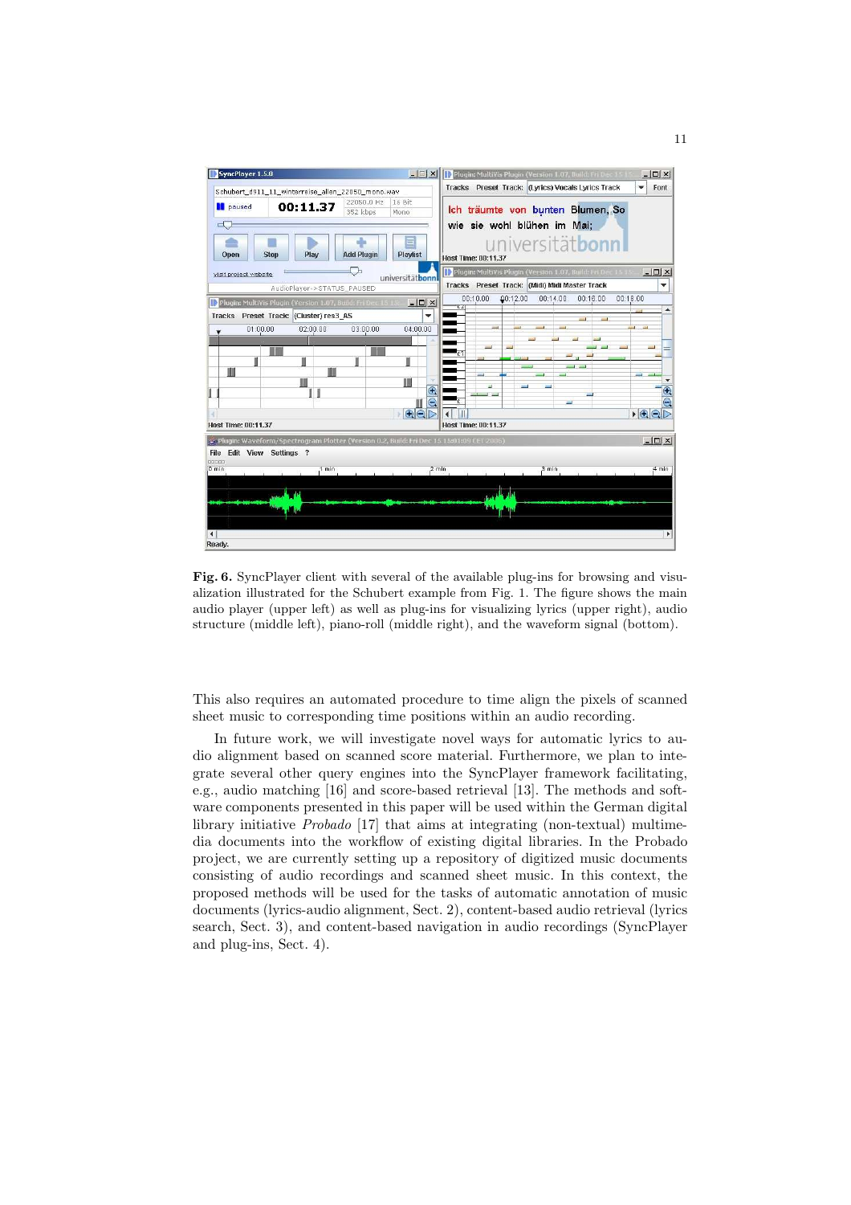**Fig. 6.** SyncPlayer client with several of the available plug-ins for browsing and visualization illustrated for the Schubert example from Fig. 1. The figure shows the main audio player (upper left) as well as plug-ins for visualizing lyrics (upper right), audio structure (middle left), piano-roll (middle right), and the waveform signal (bottom).

This also requires an automated procedure to time align the pixels of scanned sheet music to corresponding time positions within an audio recording.

In future work, we will investigate novel ways for automatic lyrics to audio alignment based on scanned score material. Furthermore, we plan to integrate several other query engines into the SyncPlayer framework facilitating, e.g., audio matching [16] and score-based retrieval [13]. The methods and software components presented in this paper will be used within the German digital library initiative *Probado* [17] that aims at integrating (non-textual) multimedia documents into the workflow of existing digital libraries. In the Probado project, we are currently setting up a repository of digitized music documents consisting of audio recordings and scanned sheet music. In this context, the proposed methods will be used for the tasks of automatic annotation of music documents (lyrics-audio alignment, Sect. 2), content-based audio retrieval (lyrics search, Sect. 3), and content-based navigation in audio recordings (SyncPlayer and plug-ins, Sect. 4).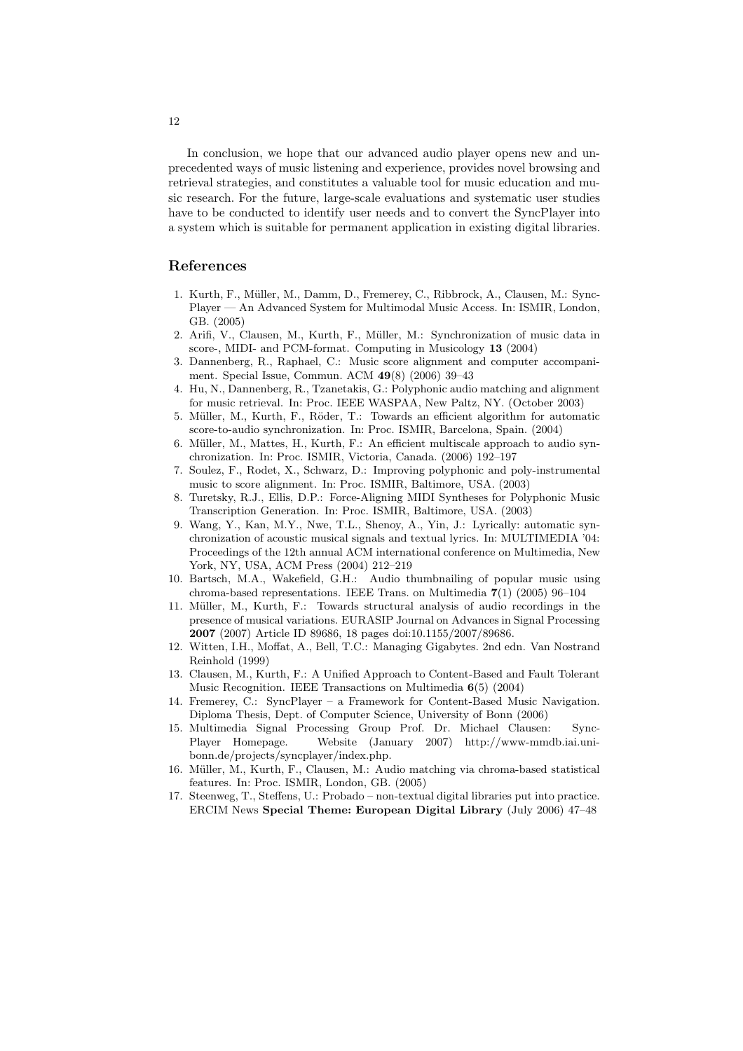In conclusion, we hope that our advanced audio player opens new and unprecedented ways of music listening and experience, provides novel browsing and retrieval strategies, and constitutes a valuable tool for music education and music research. For the future, large-scale evaluations and systematic user studies have to be conducted to identify user needs and to convert the SyncPlayer into a system which is suitable for permanent application in existing digital libraries.

## References

1. Kurth, F., Müller, M., Damm, D., Fremerey, C., Ribbrock, A., Clausen, M.: SyncPlayer — An Advanced System for Multimodal Music Access. In: ISMIR, London, GB. (2005)
2. Arifi, V., Clausen, M., Kurth, F., Müller, M.: Synchronization of music data in score-, MIDI- and PCM-format. Computing in Musicology **13** (2004)
3. Dannenberg, R., Raphael, C.: Music score alignment and computer accompaniment. Special Issue, Commun. ACM **49**(8) (2006) 39–43
4. Hu, N., Dannenberg, R., Tzanetakis, G.: Polyphonic audio matching and alignment for music retrieval. In: Proc. IEEE WASPAA, New Paltz, NY. (October 2003)
5. Müller, M., Kurth, F., Röder, T.: Towards an efficient algorithm for automatic score-to-audio synchronization. In: Proc. ISMIR, Barcelona, Spain. (2004)
6. Müller, M., Mattes, H., Kurth, F.: An efficient multiscale approach to audio synchronization. In: Proc. ISMIR, Victoria, Canada. (2006) 192–197
7. Soulez, F., Rodet, X., Schwarz, D.: Improving polyphonic and poly-instrumental music to score alignment. In: Proc. ISMIR, Baltimore, USA. (2003)
8. Turetsky, R.J., Ellis, D.P.: Force-Aligning MIDI Syntheses for Polyphonic Music Transcription Generation. In: Proc. ISMIR, Baltimore, USA. (2003)
9. Wang, Y., Kan, M.Y., Nwe, T.L., Shenoy, A., Yin, J.: Lyrically: automatic synchronization of acoustic musical signals and textual lyrics. In: MULTIMEDIA '04: Proceedings of the 12th annual ACM international conference on Multimedia, New York, NY, USA, ACM Press (2004) 212–219
10. Bartsch, M.A., Wakefield, G.H.: Audio thumbnailing of popular music using chroma-based representations. IEEE Trans. on Multimedia **7**(1) (2005) 96–104
11. Müller, M., Kurth, F.: Towards structural analysis of audio recordings in the presence of musical variations. EURASIP Journal on Advances in Signal Processing **2007** (2007) Article ID 89686, 18 pages doi:10.1155/2007/89686.
12. Witten, I.H., Moffat, A., Bell, T.C.: Managing Gigabytes. 2nd edn. Van Nostrand Reinhold (1999)
13. Clausen, M., Kurth, F.: A Unified Approach to Content-Based and Fault Tolerant Music Recognition. IEEE Transactions on Multimedia **6**(5) (2004)
14. Fremerey, C.: SyncPlayer – a Framework for Content-Based Music Navigation. Diploma Thesis, Dept. of Computer Science, University of Bonn (2006)
15. Multimedia Signal Processing Group Prof. Dr. Michael Clausen: SyncPlayer Homepage. Website (January 2007) http://www-mmdb.iai.uni-bonn.de/projects/syncplayer/index.php.
16. Müller, M., Kurth, F., Clausen, M.: Audio matching via chroma-based statistical features. In: Proc. ISMIR, London, GB. (2005)
17. Steenweg, T., Steffens, U.: Probado – non-textual digital libraries put into practice. ERCIM News **Special Theme: European Digital Library** (July 2006) 47–48